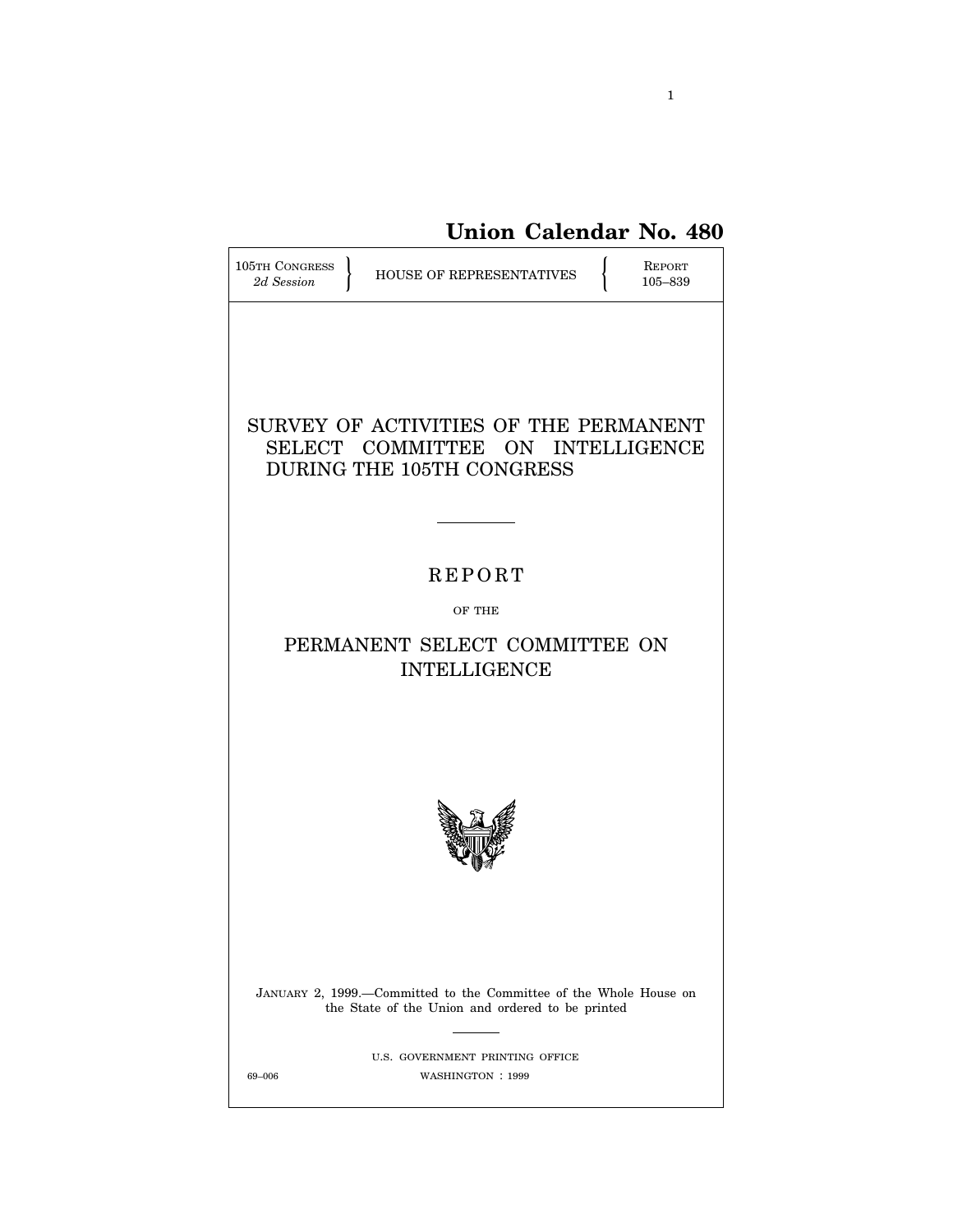**Union Calendar No. 480**

| 105TH CONGRESS *2d Session* | HOUSE OF REPRESENTATIVES | REPORT 105–839 |
|---|---|---|

# SURVEY OF ACTIVITIES OF THE PERMANENT SELECT COMMITTEE ON INTELLIGENCE DURING THE 105TH CONGRESS

---

## REPORT

OF THE

## PERMANENT SELECT COMMITTEE ON INTELLIGENCE

JANUARY 2, 1999.—Committed to the Committee of the Whole House on the State of the Union and ordered to be printed

---

U.S. GOVERNMENT PRINTING OFFICE

69–006 WASHINGTON : 1999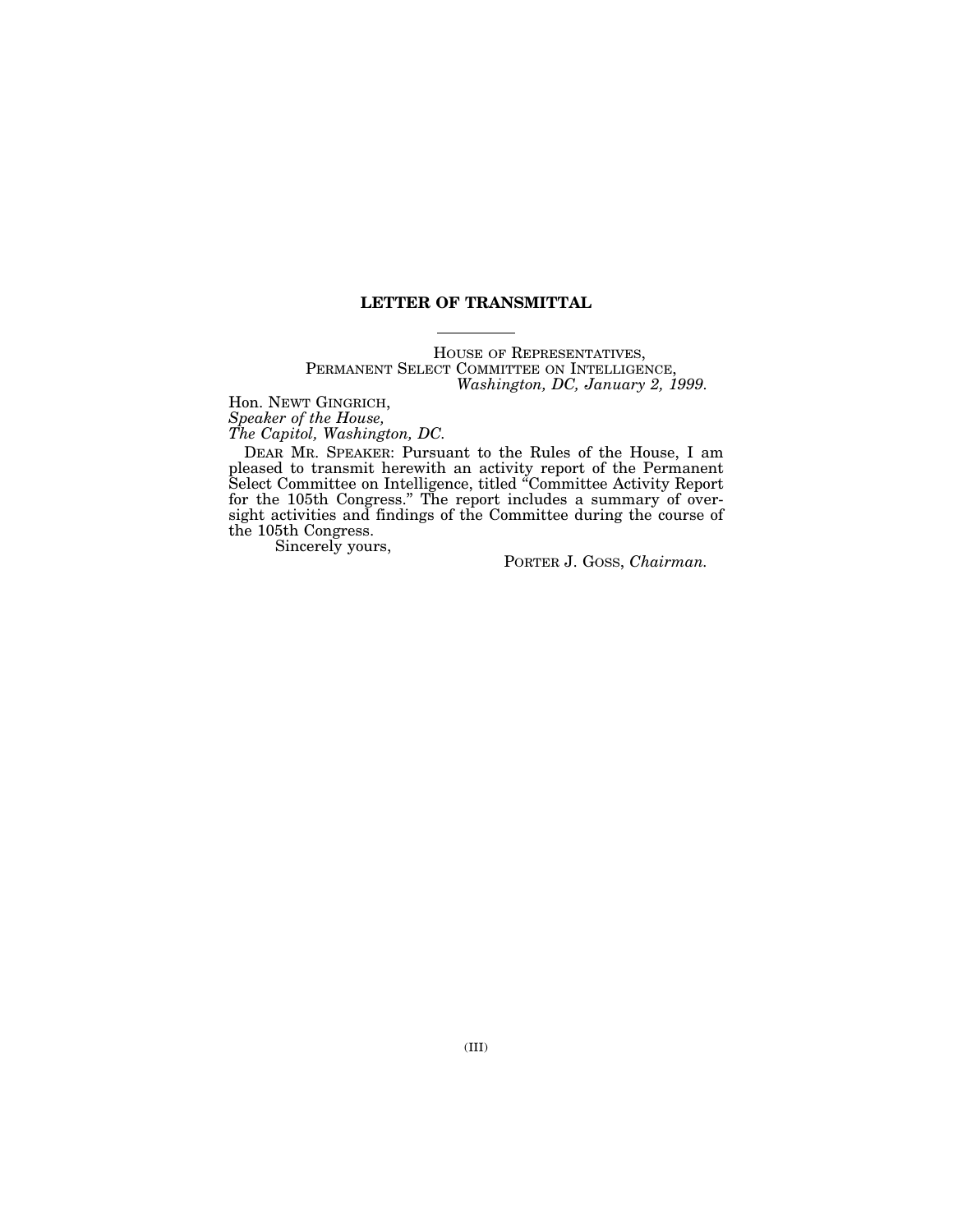# LETTER OF TRANSMITTAL

HOUSE OF REPRESENTATIVES,
PERMANENT SELECT COMMITTEE ON INTELLIGENCE,
*Washington, DC, January 2, 1999.*

Hon. NEWT GINGRICH,
*Speaker of the House,*
*The Capitol, Washington, DC.*

DEAR MR. SPEAKER: Pursuant to the Rules of the House, I am pleased to transmit herewith an activity report of the Permanent Select Committee on Intelligence, titled "Committee Activity Report for the 105th Congress." The report includes a summary of oversight activities and findings of the Committee during the course of the 105th Congress.

Sincerely yours,

PORTER J. GOSS, *Chairman.*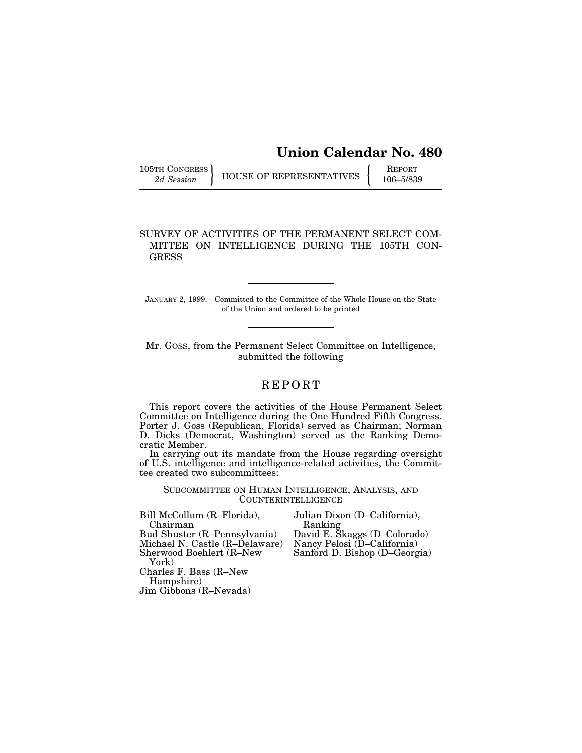# Union Calendar No. 480

105TH CONGRESS
*2d Session*

HOUSE OF REPRESENTATIVES

REPORT
106–5/839

## SURVEY OF ACTIVITIES OF THE PERMANENT SELECT COMMITTEE ON INTELLIGENCE DURING THE 105TH CONGRESS

JANUARY 2, 1999.—Committed to the Committee of the Whole House on the State of the Union and ordered to be printed

Mr. GOSS, from the Permanent Select Committee on Intelligence, submitted the following

## REPORT

This report covers the activities of the House Permanent Select Committee on Intelligence during the One Hundred Fifth Congress. Porter J. Goss (Republican, Florida) served as Chairman; Norman D. Dicks (Democrat, Washington) served as the Ranking Democratic Member.

In carrying out its mandate from the House regarding oversight of U.S. intelligence and intelligence-related activities, the Committee created two subcommittees:

### SUBCOMMITTEE ON HUMAN INTELLIGENCE, ANALYSIS, AND COUNTERINTELLIGENCE

Bill McCollum (R–Florida), Chairman
Bud Shuster (R–Pennsylvania)
Michael N. Castle (R–Delaware)
Sherwood Boehlert (R–New York)
Charles F. Bass (R–New Hampshire)
Jim Gibbons (R–Nevada)

Julian Dixon (D–California), Ranking
David E. Skaggs (D–Colorado)
Nancy Pelosi (D–California)
Sanford D. Bishop (D–Georgia)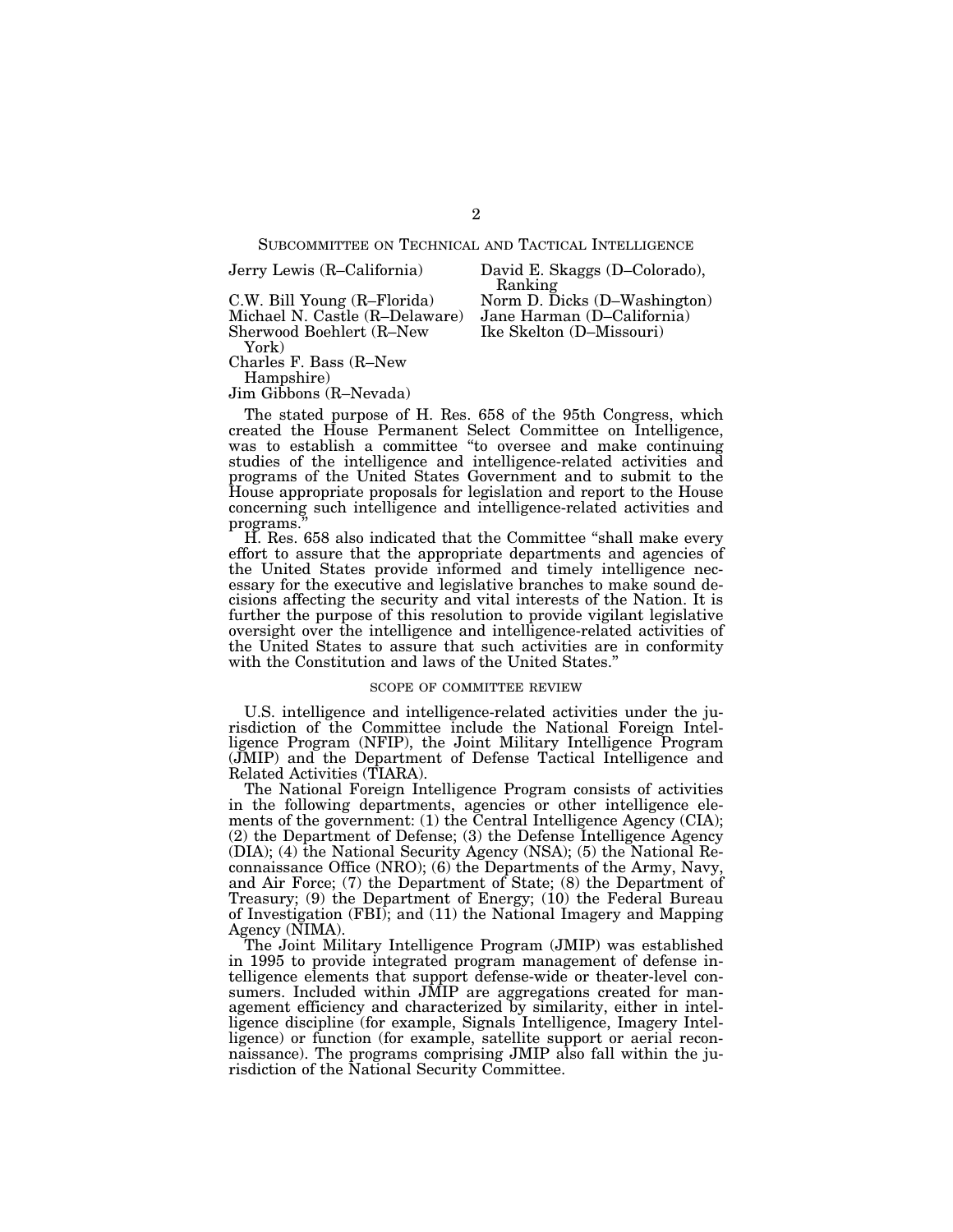## Subcommittee on Technical and Tactical Intelligence

| | |
|---|---|
| Jerry Lewis (R–California) | David E. Skaggs (D–Colorado), Ranking |
| C.W. Bill Young (R–Florida) | Norm D. Dicks (D–Washington) |
| Michael N. Castle (R–Delaware) | Jane Harman (D–California) |
| Sherwood Boehlert (R–New York) | Ike Skelton (D–Missouri) |
| Charles F. Bass (R–New Hampshire) | |
| Jim Gibbons (R–Nevada) | |

The stated purpose of H. Res. 658 of the 95th Congress, which created the House Permanent Select Committee on Intelligence, was to establish a committee "to oversee and make continuing studies of the intelligence and intelligence-related activities and programs of the United States Government and to submit to the House appropriate proposals for legislation and report to the House concerning such intelligence and intelligence-related activities and programs."

H. Res. 658 also indicated that the Committee "shall make every effort to assure that the appropriate departments and agencies of the United States provide informed and timely intelligence necessary for the executive and legislative branches to make sound decisions affecting the security and vital interests of the Nation. It is further the purpose of this resolution to provide vigilant legislative oversight over the intelligence and intelligence-related activities of the United States to assure that such activities are in conformity with the Constitution and laws of the United States."

### Scope of Committee Review

U.S. intelligence and intelligence-related activities under the jurisdiction of the Committee include the National Foreign Intelligence Program (NFIP), the Joint Military Intelligence Program (JMIP) and the Department of Defense Tactical Intelligence and Related Activities (TIARA).

The National Foreign Intelligence Program consists of activities in the following departments, agencies or other intelligence elements of the government: (1) the Central Intelligence Agency (CIA); (2) the Department of Defense; (3) the Defense Intelligence Agency (DIA); (4) the National Security Agency (NSA); (5) the National Reconnaissance Office (NRO); (6) the Departments of the Army, Navy, and Air Force; (7) the Department of State; (8) the Department of Treasury; (9) the Department of Energy; (10) the Federal Bureau of Investigation (FBI); and (11) the National Imagery and Mapping Agency (NIMA).

The Joint Military Intelligence Program (JMIP) was established in 1995 to provide integrated program management of defense intelligence elements that support defense-wide or theater-level consumers. Included within JMIP are aggregations created for management efficiency and characterized by similarity, either in intelligence discipline (for example, Signals Intelligence, Imagery Intelligence) or function (for example, satellite support or aerial reconnaissance). The programs comprising JMIP also fall within the jurisdiction of the National Security Committee.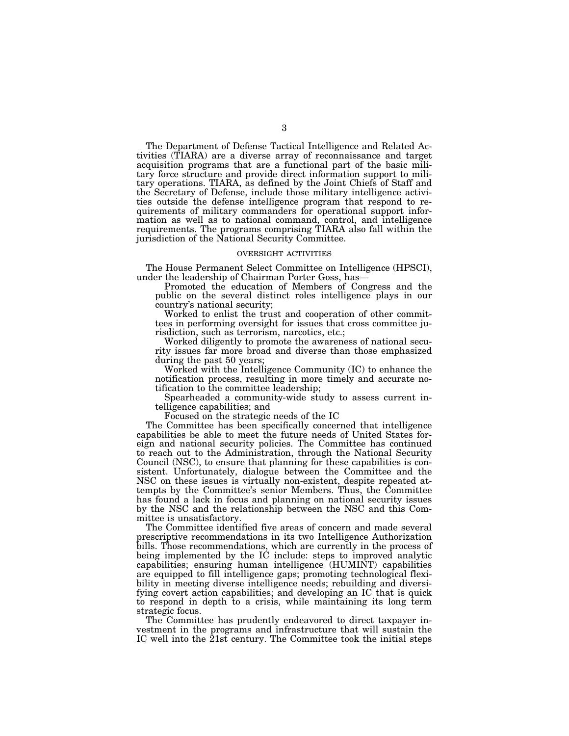The Department of Defense Tactical Intelligence and Related Activities (TIARA) are a diverse array of reconnaissance and target acquisition programs that are a functional part of the basic military force structure and provide direct information support to military operations. TIARA, as defined by the Joint Chiefs of Staff and the Secretary of Defense, include those military intelligence activities outside the defense intelligence program that respond to requirements of military commanders for operational support information as well as to national command, control, and intelligence requirements. The programs comprising TIARA also fall within the jurisdiction of the National Security Committee.

## OVERSIGHT ACTIVITIES

The House Permanent Select Committee on Intelligence (HPSCI), under the leadership of Chairman Porter Goss, has—

Promoted the education of Members of Congress and the public on the several distinct roles intelligence plays in our country's national security;

Worked to enlist the trust and cooperation of other committees in performing oversight for issues that cross committee jurisdiction, such as terrorism, narcotics, etc.;

Worked diligently to promote the awareness of national security issues far more broad and diverse than those emphasized during the past 50 years;

Worked with the Intelligence Community (IC) to enhance the notification process, resulting in more timely and accurate notification to the committee leadership;

Spearheaded a community-wide study to assess current intelligence capabilities; and

Focused on the strategic needs of the IC

The Committee has been specifically concerned that intelligence capabilities be able to meet the future needs of United States foreign and national security policies. The Committee has continued to reach out to the Administration, through the National Security Council (NSC), to ensure that planning for these capabilities is consistent. Unfortunately, dialogue between the Committee and the NSC on these issues is virtually non-existent, despite repeated attempts by the Committee's senior Members. Thus, the Committee has found a lack in focus and planning on national security issues by the NSC and the relationship between the NSC and this Committee is unsatisfactory.

The Committee identified five areas of concern and made several prescriptive recommendations in its two Intelligence Authorization bills. Those recommendations, which are currently in the process of being implemented by the IC include: steps to improved analytic capabilities; ensuring human intelligence (HUMINT) capabilities are equipped to fill intelligence gaps; promoting technological flexibility in meeting diverse intelligence needs; rebuilding and diversifying covert action capabilities; and developing an IC that is quick to respond in depth to a crisis, while maintaining its long term strategic focus.

The Committee has prudently endeavored to direct taxpayer investment in the programs and infrastructure that will sustain the IC well into the 21st century. The Committee took the initial steps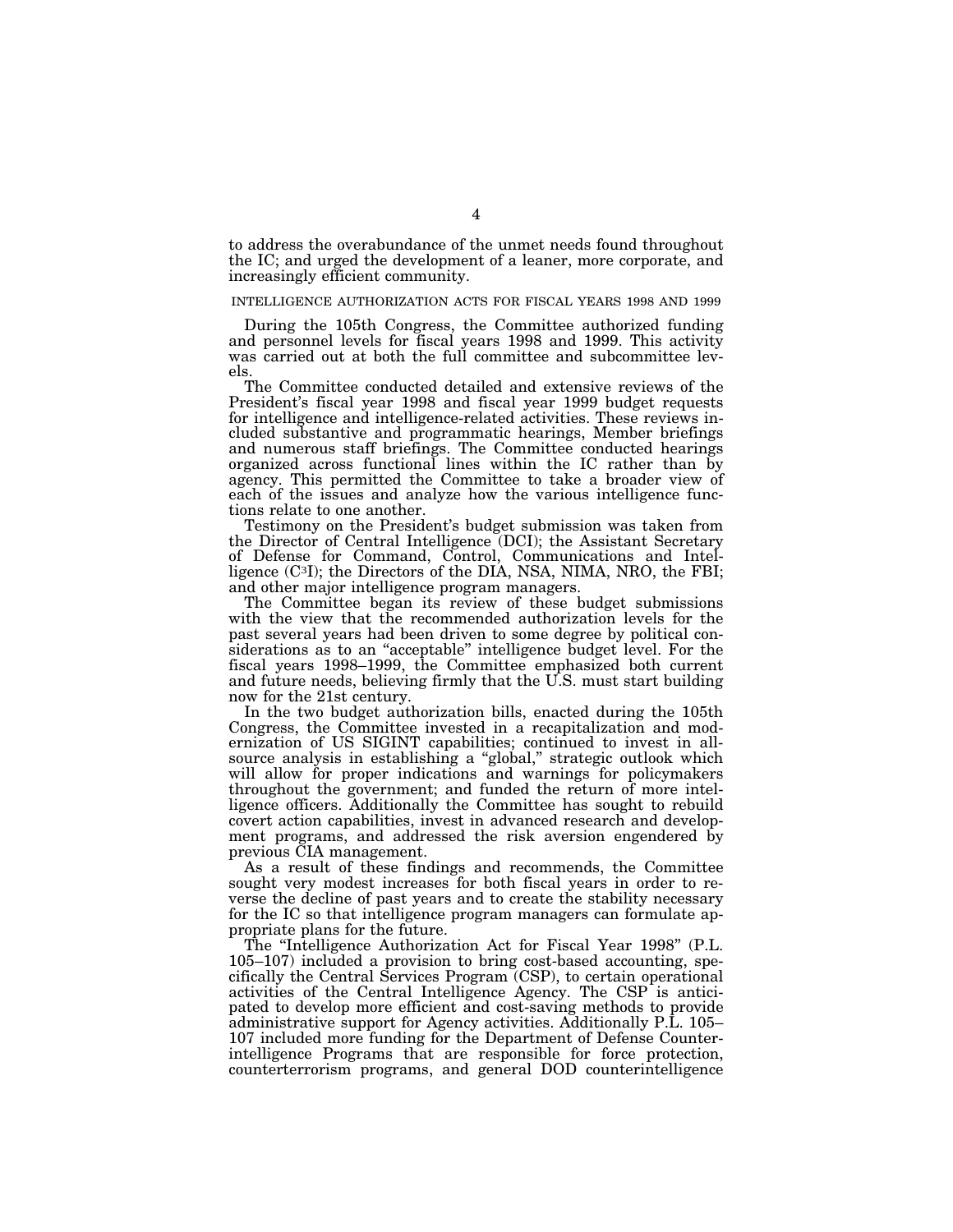to address the overabundance of the unmet needs found throughout the IC; and urged the development of a leaner, more corporate, and increasingly efficient community.

## INTELLIGENCE AUTHORIZATION ACTS FOR FISCAL YEARS 1998 AND 1999

During the 105th Congress, the Committee authorized funding and personnel levels for fiscal years 1998 and 1999. This activity was carried out at both the full committee and subcommittee levels.

The Committee conducted detailed and extensive reviews of the President's fiscal year 1998 and fiscal year 1999 budget requests for intelligence and intelligence-related activities. These reviews included substantive and programmatic hearings, Member briefings and numerous staff briefings. The Committee conducted hearings organized across functional lines within the IC rather than by agency. This permitted the Committee to take a broader view of each of the issues and analyze how the various intelligence functions relate to one another.

Testimony on the President's budget submission was taken from the Director of Central Intelligence (DCI); the Assistant Secretary of Defense for Command, Control, Communications and Intelligence ($C^3I$); the Directors of the DIA, NSA, NIMA, NRO, the FBI; and other major intelligence program managers.

The Committee began its review of these budget submissions with the view that the recommended authorization levels for the past several years had been driven to some degree by political considerations as to an "acceptable" intelligence budget level. For the fiscal years 1998–1999, the Committee emphasized both current and future needs, believing firmly that the U.S. must start building now for the 21st century.

In the two budget authorization bills, enacted during the 105th Congress, the Committee invested in a recapitalization and modernization of US SIGINT capabilities; continued to invest in all-source analysis in establishing a "global," strategic outlook which will allow for proper indications and warnings for policymakers throughout the government; and funded the return of more intelligence officers. Additionally the Committee has sought to rebuild covert action capabilities, invest in advanced research and development programs, and addressed the risk aversion engendered by previous CIA management.

As a result of these findings and recommends, the Committee sought very modest increases for both fiscal years in order to reverse the decline of past years and to create the stability necessary for the IC so that intelligence program managers can formulate appropriate plans for the future.

The "Intelligence Authorization Act for Fiscal Year 1998" (P.L. 105–107) included a provision to bring cost-based accounting, specifically the Central Services Program (CSP), to certain operational activities of the Central Intelligence Agency. The CSP is anticipated to develop more efficient and cost-saving methods to provide administrative support for Agency activities. Additionally P.L. 105–107 included more funding for the Department of Defense Counterintelligence Programs that are responsible for force protection, counterterrorism programs, and general DOD counterintelligence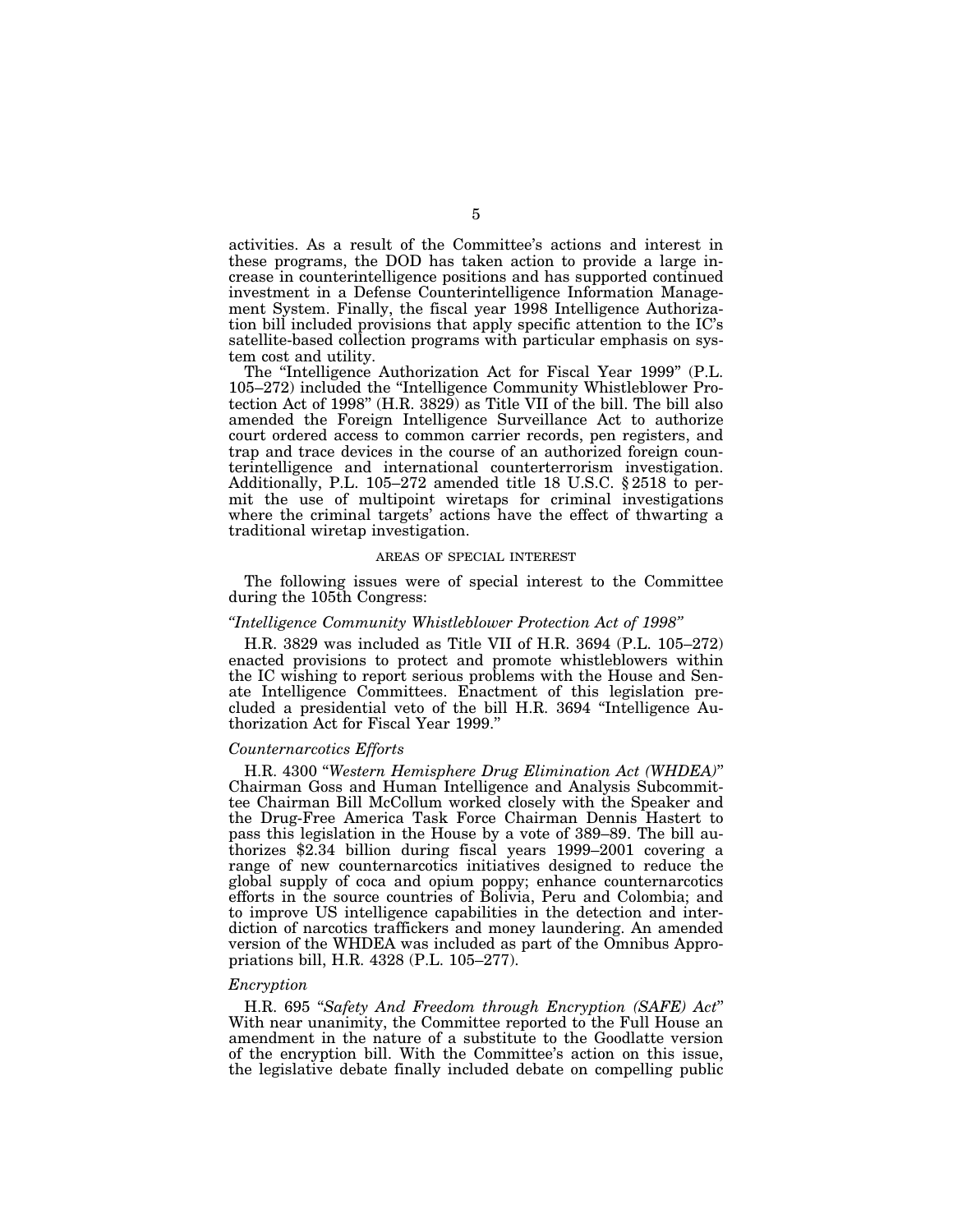activities. As a result of the Committee's actions and interest in these programs, the DOD has taken action to provide a large increase in counterintelligence positions and has supported continued investment in a Defense Counterintelligence Information Management System. Finally, the fiscal year 1998 Intelligence Authorization bill included provisions that apply specific attention to the IC's satellite-based collection programs with particular emphasis on system cost and utility.

The "Intelligence Authorization Act for Fiscal Year 1999" (P.L. 105–272) included the "Intelligence Community Whistleblower Protection Act of 1998" (H.R. 3829) as Title VII of the bill. The bill also amended the Foreign Intelligence Surveillance Act to authorize court ordered access to common carrier records, pen registers, and trap and trace devices in the course of an authorized foreign counterintelligence and international counterterrorism investigation. Additionally, P.L. 105–272 amended title 18 U.S.C. § 2518 to permit the use of multipoint wiretaps for criminal investigations where the criminal targets' actions have the effect of thwarting a traditional wiretap investigation.

## AREAS OF SPECIAL INTEREST

The following issues were of special interest to the Committee during the 105th Congress:

### *"Intelligence Community Whistleblower Protection Act of 1998"*

H.R. 3829 was included as Title VII of H.R. 3694 (P.L. 105–272) enacted provisions to protect and promote whistleblowers within the IC wishing to report serious problems with the House and Senate Intelligence Committees. Enactment of this legislation precluded a presidential veto of the bill H.R. 3694 "Intelligence Authorization Act for Fiscal Year 1999."

### *Counternarcotics Efforts*

H.R. 4300 "*Western Hemisphere Drug Elimination Act (WHDEA)*" Chairman Goss and Human Intelligence and Analysis Subcommittee Chairman Bill McCollum worked closely with the Speaker and the Drug-Free America Task Force Chairman Dennis Hastert to pass this legislation in the House by a vote of 389–89. The bill authorizes $2.34 billion during fiscal years 1999–2001 covering a range of new counternarcotics initiatives designed to reduce the global supply of coca and opium poppy; enhance counternarcotics efforts in the source countries of Bolivia, Peru and Colombia; and to improve US intelligence capabilities in the detection and interdiction of narcotics traffickers and money laundering. An amended version of the WHDEA was included as part of the Omnibus Appropriations bill, H.R. 4328 (P.L. 105–277).

### *Encryption*

H.R. 695 "*Safety And Freedom through Encryption (SAFE) Act*" With near unanimity, the Committee reported to the Full House an amendment in the nature of a substitute to the Goodlatte version of the encryption bill. With the Committee's action on this issue, the legislative debate finally included debate on compelling public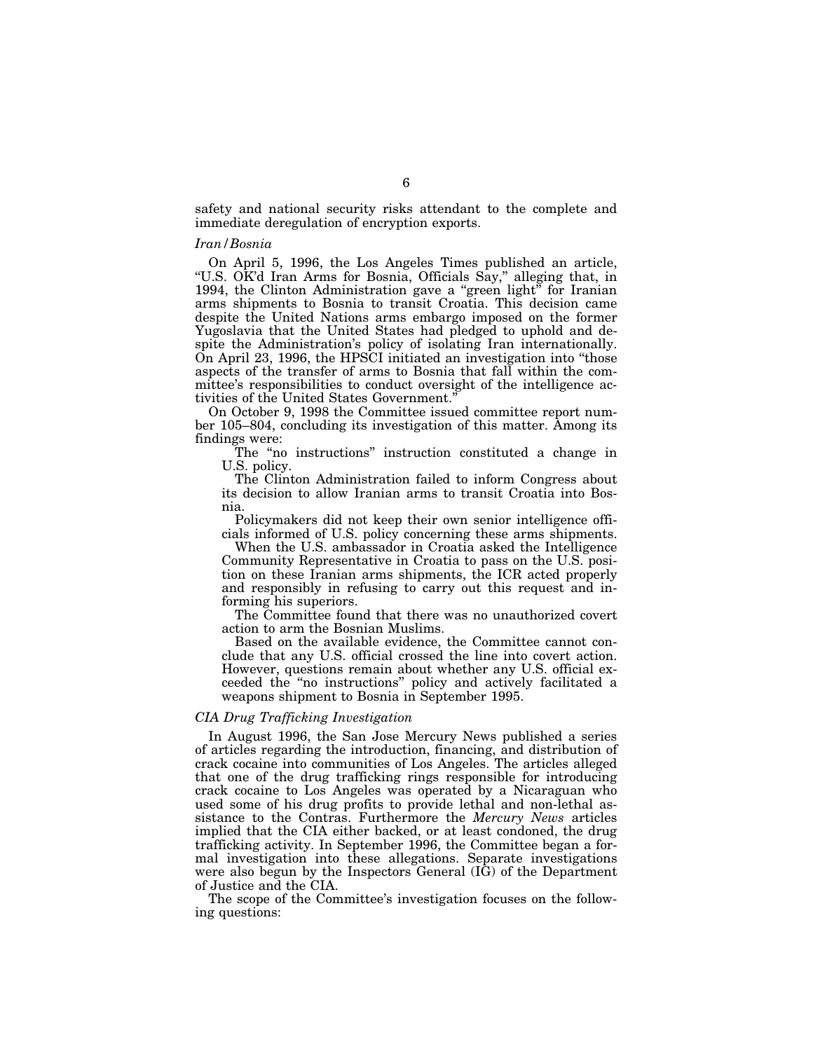safety and national security risks attendant to the complete and immediate deregulation of encryption exports.

*Iran/Bosnia*

On April 5, 1996, the Los Angeles Times published an article, "U.S. OK'd Iran Arms for Bosnia, Officials Say," alleging that, in 1994, the Clinton Administration gave a "green light" for Iranian arms shipments to Bosnia to transit Croatia. This decision came despite the United Nations arms embargo imposed on the former Yugoslavia that the United States had pledged to uphold and despite the Administration's policy of isolating Iran internationally. On April 23, 1996, the HPSCI initiated an investigation into "those aspects of the transfer of arms to Bosnia that fall within the committee's responsibilities to conduct oversight of the intelligence activities of the United States Government."

On October 9, 1998 the Committee issued committee report number 105–804, concluding its investigation of this matter. Among its findings were:

> The "no instructions" instruction constituted a change in U.S. policy.
>
> The Clinton Administration failed to inform Congress about its decision to allow Iranian arms to transit Croatia into Bosnia.
>
> Policymakers did not keep their own senior intelligence officials informed of U.S. policy concerning these arms shipments.
>
> When the U.S. ambassador in Croatia asked the Intelligence Community Representative in Croatia to pass on the U.S. position on these Iranian arms shipments, the ICR acted properly and responsibly in refusing to carry out this request and informing his superiors.
>
> The Committee found that there was no unauthorized covert action to arm the Bosnian Muslims.
>
> Based on the available evidence, the Committee cannot conclude that any U.S. official crossed the line into covert action. However, questions remain about whether any U.S. official exceeded the "no instructions" policy and actively facilitated a weapons shipment to Bosnia in September 1995.

*CIA Drug Trafficking Investigation*

In August 1996, the San Jose Mercury News published a series of articles regarding the introduction, financing, and distribution of crack cocaine into communities of Los Angeles. The articles alleged that one of the drug trafficking rings responsible for introducing crack cocaine to Los Angeles was operated by a Nicaraguan who used some of his drug profits to provide lethal and non-lethal assistance to the Contras. Furthermore the *Mercury News* articles implied that the CIA either backed, or at least condoned, the drug trafficking activity. In September 1996, the Committee began a formal investigation into these allegations. Separate investigations were also begun by the Inspectors General (IG) of the Department of Justice and the CIA.

The scope of the Committee's investigation focuses on the following questions: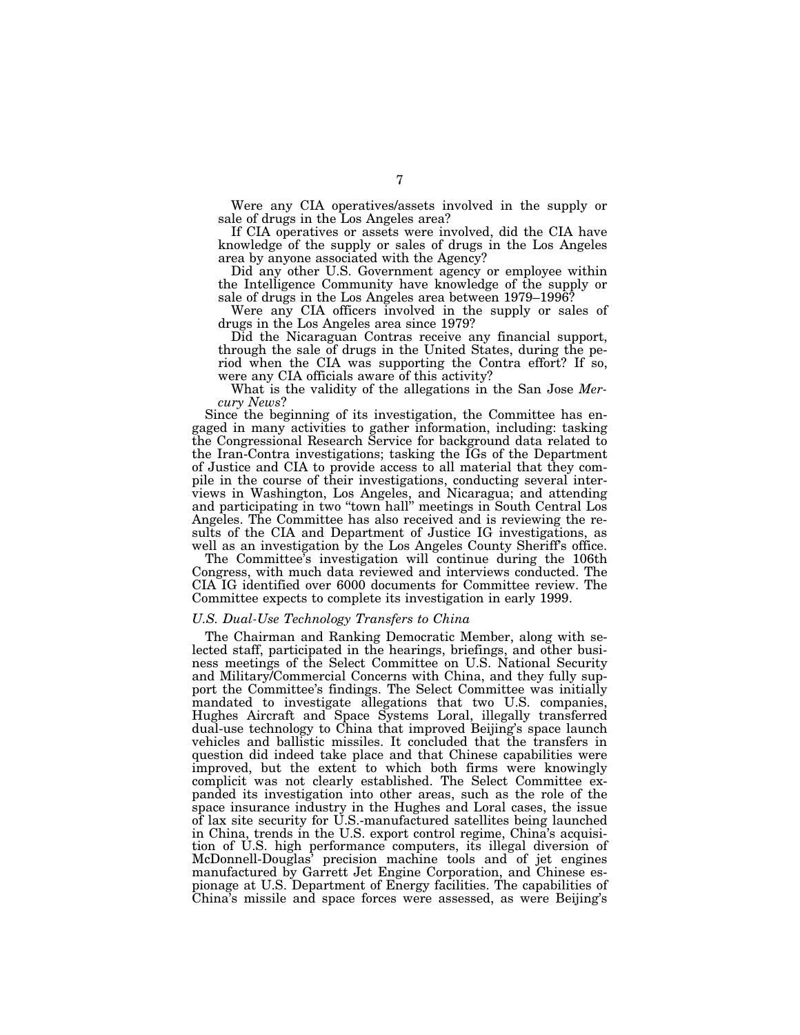Were any CIA operatives/assets involved in the supply or sale of drugs in the Los Angeles area?

If CIA operatives or assets were involved, did the CIA have knowledge of the supply or sales of drugs in the Los Angeles area by anyone associated with the Agency?

Did any other U.S. Government agency or employee within the Intelligence Community have knowledge of the supply or sale of drugs in the Los Angeles area between 1979–1996?

Were any CIA officers involved in the supply or sales of drugs in the Los Angeles area since 1979?

Did the Nicaraguan Contras receive any financial support, through the sale of drugs in the United States, during the period when the CIA was supporting the Contra effort? If so, were any CIA officials aware of this activity?

What is the validity of the allegations in the San Jose *Mercury News*?

Since the beginning of its investigation, the Committee has engaged in many activities to gather information, including: tasking the Congressional Research Service for background data related to the Iran-Contra investigations; tasking the IGs of the Department of Justice and CIA to provide access to all material that they compile in the course of their investigations, conducting several interviews in Washington, Los Angeles, and Nicaragua; and attending and participating in two "town hall" meetings in South Central Los Angeles. The Committee has also received and is reviewing the results of the CIA and Department of Justice IG investigations, as well as an investigation by the Los Angeles County Sheriff's office.

The Committee's investigation will continue during the 106th Congress, with much data reviewed and interviews conducted. The CIA IG identified over 6000 documents for Committee review. The Committee expects to complete its investigation in early 1999.

*U.S. Dual-Use Technology Transfers to China*

The Chairman and Ranking Democratic Member, along with selected staff, participated in the hearings, briefings, and other business meetings of the Select Committee on U.S. National Security and Military/Commercial Concerns with China, and they fully support the Committee's findings. The Select Committee was initially mandated to investigate allegations that two U.S. companies, Hughes Aircraft and Space Systems Loral, illegally transferred dual-use technology to China that improved Beijing's space launch vehicles and ballistic missiles. It concluded that the transfers in question did indeed take place and that Chinese capabilities were improved, but the extent to which both firms were knowingly complicit was not clearly established. The Select Committee expanded its investigation into other areas, such as the role of the space insurance industry in the Hughes and Loral cases, the issue of lax site security for U.S.-manufactured satellites being launched in China, trends in the U.S. export control regime, China's acquisition of U.S. high performance computers, its illegal diversion of McDonnell-Douglas' precision machine tools and of jet engines manufactured by Garrett Jet Engine Corporation, and Chinese espionage at U.S. Department of Energy facilities. The capabilities of China's missile and space forces were assessed, as were Beijing's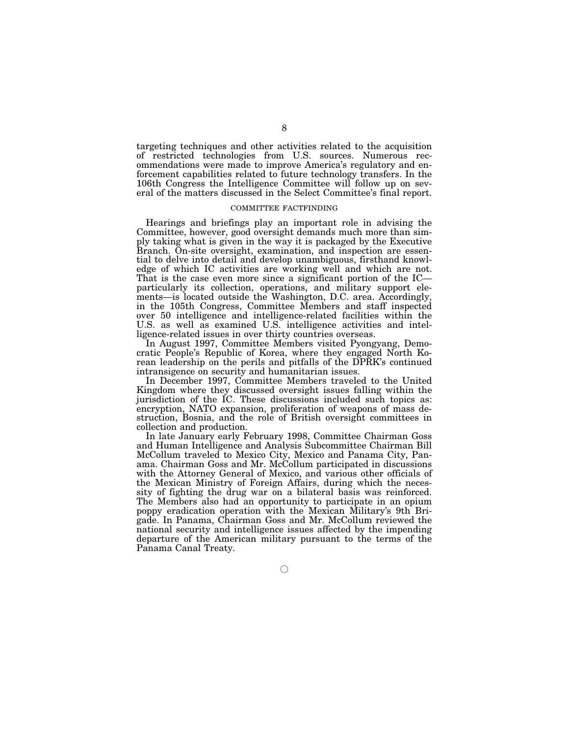targeting techniques and other activities related to the acquisition of restricted technologies from U.S. sources. Numerous recommendations were made to improve America's regulatory and enforcement capabilities related to future technology transfers. In the 106th Congress the Intelligence Committee will follow up on several of the matters discussed in the Select Committee's final report.

### COMMITTEE FACTFINDING

Hearings and briefings play an important role in advising the Committee, however, good oversight demands much more than simply taking what is given in the way it is packaged by the Executive Branch. On-site oversight, examination, and inspection are essential to delve into detail and develop unambiguous, firsthand knowledge of which IC activities are working well and which are not. That is the case even more since a significant portion of the IC—particularly its collection, operations, and military support elements—is located outside the Washington, D.C. area. Accordingly, in the 105th Congress, Committee Members and staff inspected over 50 intelligence and intelligence-related facilities within the U.S. as well as examined U.S. intelligence activities and intelligence-related issues in over thirty countries overseas.

In August 1997, Committee Members visited Pyongyang, Democratic People's Republic of Korea, where they engaged North Korean leadership on the perils and pitfalls of the DPRK's continued intransigence on security and humanitarian issues.

In December 1997, Committee Members traveled to the United Kingdom where they discussed oversight issues falling within the jurisdiction of the IC. These discussions included such topics as: encryption, NATO expansion, proliferation of weapons of mass destruction, Bosnia, and the role of British oversight committees in collection and production.

In late January early February 1998, Committee Chairman Goss and Human Intelligence and Analysis Subcommittee Chairman Bill McCollum traveled to Mexico City, Mexico and Panama City, Panama. Chairman Goss and Mr. McCollum participated in discussions with the Attorney General of Mexico, and various other officials of the Mexican Ministry of Foreign Affairs, during which the necessity of fighting the drug war on a bilateral basis was reinforced. The Members also had an opportunity to participate in an opium poppy eradication operation with the Mexican Military's 9th Brigade. In Panama, Chairman Goss and Mr. McCollum reviewed the national security and intelligence issues affected by the impending departure of the American military pursuant to the terms of the Panama Canal Treaty.